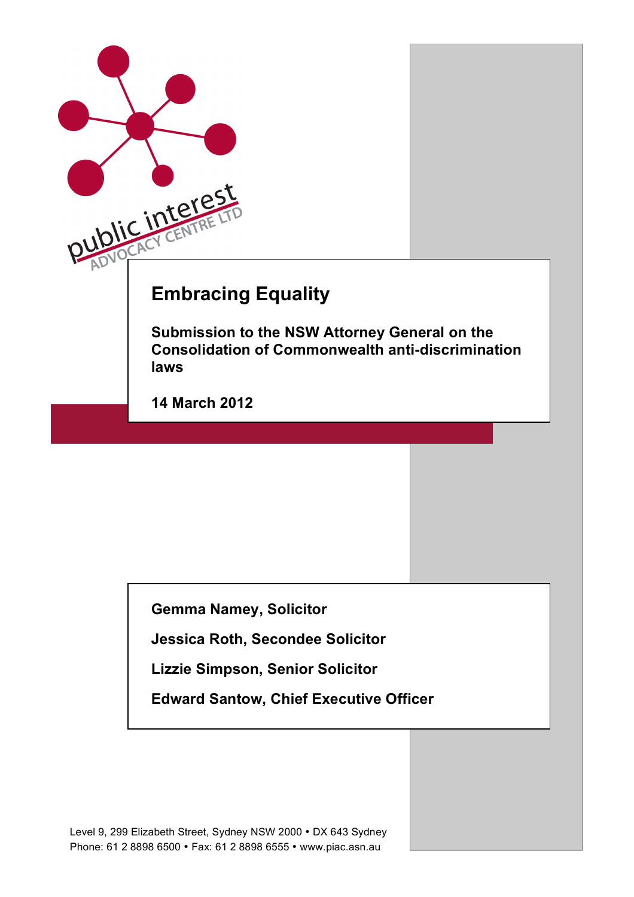public interest ADVOCACY CENTRE LTD

# Embracing Equality

**Submission to the NSW Attorney General on the Consolidation of Commonwealth anti-discrimination laws**

**14 March 2012**

**Gemma Namey, Solicitor**

**Jessica Roth, Secondee Solicitor**

**Lizzie Simpson, Senior Solicitor**

**Edward Santow, Chief Executive Officer**

Level 9, 299 Elizabeth Street, Sydney NSW 2000 • DX 643 Sydney
Phone: 61 2 8898 6500 • Fax: 61 2 8898 6555 • www.piac.asn.au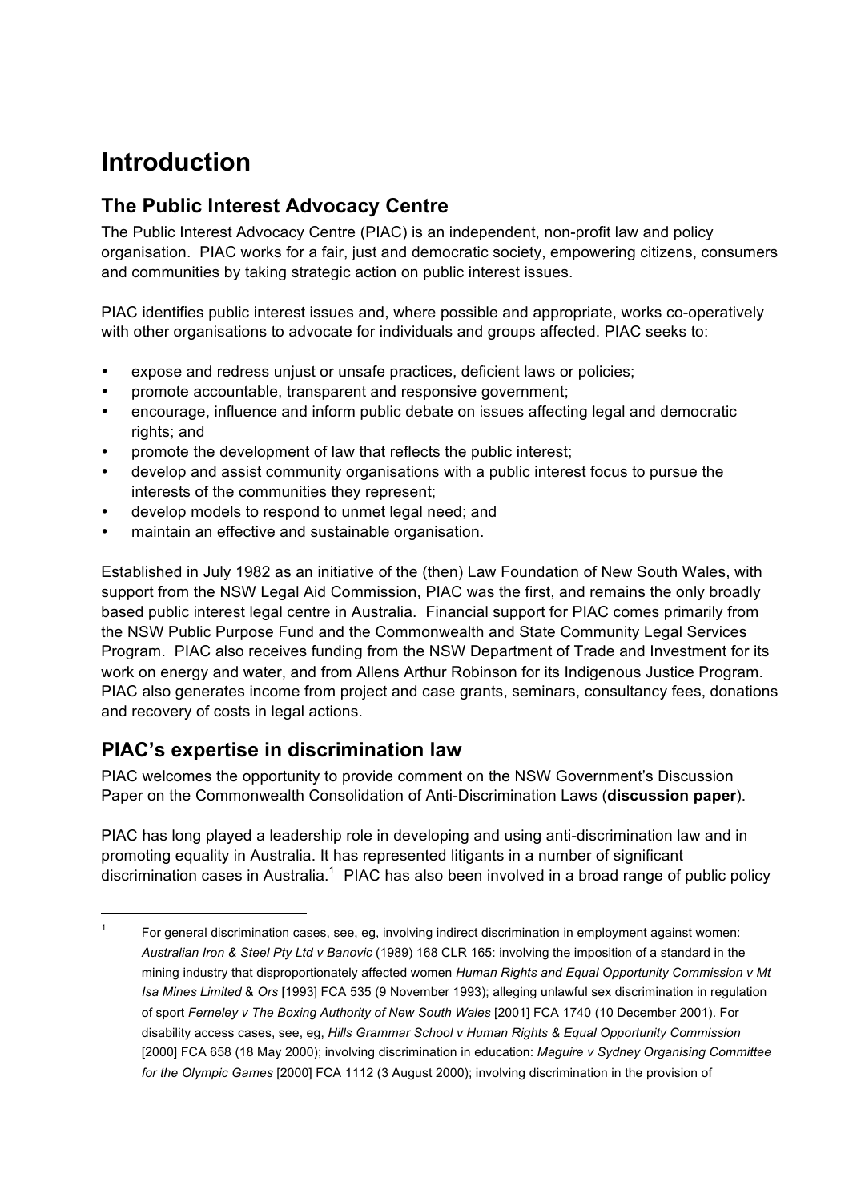# Introduction

## The Public Interest Advocacy Centre

The Public Interest Advocacy Centre (PIAC) is an independent, non-profit law and policy organisation. PIAC works for a fair, just and democratic society, empowering citizens, consumers and communities by taking strategic action on public interest issues.

PIAC identifies public interest issues and, where possible and appropriate, works co-operatively with other organisations to advocate for individuals and groups affected. PIAC seeks to:

- expose and redress unjust or unsafe practices, deficient laws or policies;
- promote accountable, transparent and responsive government;
- encourage, influence and inform public debate on issues affecting legal and democratic rights; and
- promote the development of law that reflects the public interest;
- develop and assist community organisations with a public interest focus to pursue the interests of the communities they represent;
- develop models to respond to unmet legal need; and
- maintain an effective and sustainable organisation.

Established in July 1982 as an initiative of the (then) Law Foundation of New South Wales, with support from the NSW Legal Aid Commission, PIAC was the first, and remains the only broadly based public interest legal centre in Australia. Financial support for PIAC comes primarily from the NSW Public Purpose Fund and the Commonwealth and State Community Legal Services Program. PIAC also receives funding from the NSW Department of Trade and Investment for its work on energy and water, and from Allens Arthur Robinson for its Indigenous Justice Program. PIAC also generates income from project and case grants, seminars, consultancy fees, donations and recovery of costs in legal actions.

## PIAC's expertise in discrimination law

PIAC welcomes the opportunity to provide comment on the NSW Government's Discussion Paper on the Commonwealth Consolidation of Anti-Discrimination Laws (**discussion paper**).

PIAC has long played a leadership role in developing and using anti-discrimination law and in promoting equality in Australia. It has represented litigants in a number of significant discrimination cases in Australia.[1] PIAC has also been involved in a broad range of public policy

[1] For general discrimination cases, see, eg, involving indirect discrimination in employment against women: *Australian Iron & Steel Pty Ltd v Banovic* (1989) 168 CLR 165: involving the imposition of a standard in the mining industry that disproportionately affected women *Human Rights and Equal Opportunity Commission v Mt Isa Mines Limited & Ors* [1993] FCA 535 (9 November 1993); alleging unlawful sex discrimination in regulation of sport *Ferneley v The Boxing Authority of New South Wales* [2001] FCA 1740 (10 December 2001). For disability access cases, see, eg, *Hills Grammar School v Human Rights & Equal Opportunity Commission* [2000] FCA 658 (18 May 2000); involving discrimination in education: *Maguire v Sydney Organising Committee for the Olympic Games* [2000] FCA 1112 (3 August 2000); involving discrimination in the provision of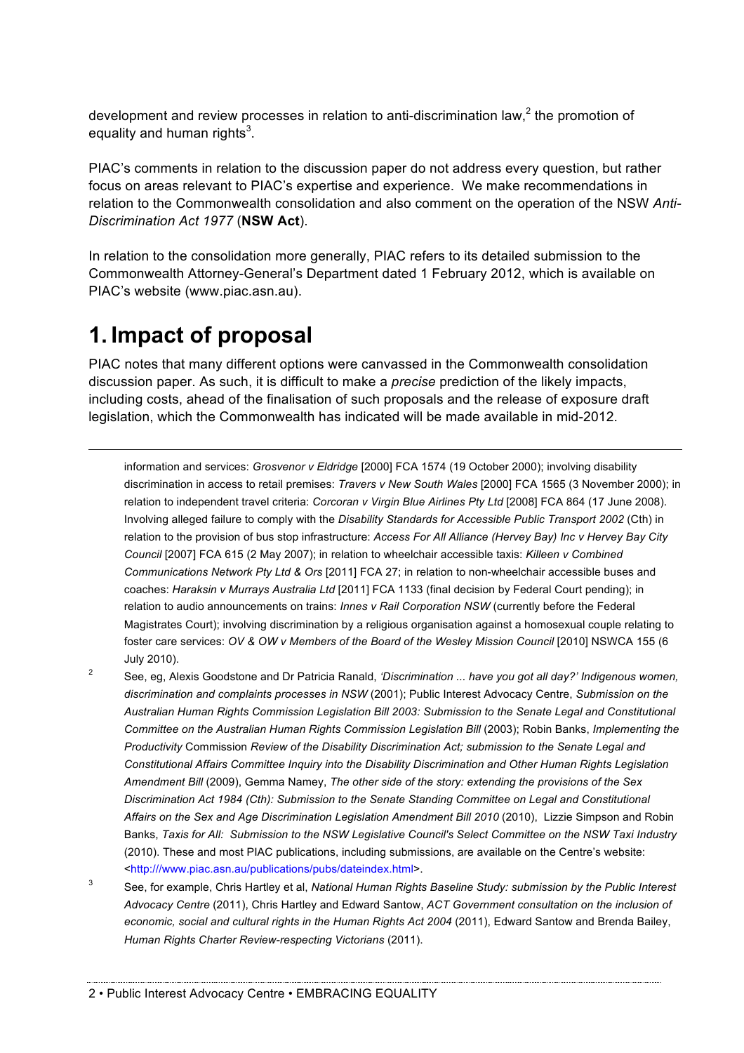development and review processes in relation to anti-discrimination law,[2] the promotion of equality and human rights[3].

PIAC's comments in relation to the discussion paper do not address every question, but rather focus on areas relevant to PIAC's expertise and experience. We make recommendations in relation to the Commonwealth consolidation and also comment on the operation of the NSW *Anti-Discrimination Act 1977* (**NSW Act**).

In relation to the consolidation more generally, PIAC refers to its detailed submission to the Commonwealth Attorney-General's Department dated 1 February 2012, which is available on PIAC's website (www.piac.asn.au).

# 1. Impact of proposal

PIAC notes that many different options were canvassed in the Commonwealth consolidation discussion paper. As such, it is difficult to make a *precise* prediction of the likely impacts, including costs, ahead of the finalisation of such proposals and the release of exposure draft legislation, which the Commonwealth has indicated will be made available in mid-2012.

---

information and services: *Grosvenor v Eldridge* [2000] FCA 1574 (19 October 2000); involving disability discrimination in access to retail premises: *Travers v New South Wales* [2000] FCA 1565 (3 November 2000); in relation to independent travel criteria: *Corcoran v Virgin Blue Airlines Pty Ltd* [2008] FCA 864 (17 June 2008). Involving alleged failure to comply with the *Disability Standards for Accessible Public Transport 2002* (Cth) in relation to the provision of bus stop infrastructure: *Access For All Alliance (Hervey Bay) Inc v Hervey Bay City Council* [2007] FCA 615 (2 May 2007); in relation to wheelchair accessible taxis: *Killeen v Combined Communications Network Pty Ltd & Ors* [2011] FCA 27; in relation to non-wheelchair accessible buses and coaches: *Haraksin v Murrays Australia Ltd* [2011] FCA 1133 (final decision by Federal Court pending); in relation to audio announcements on trains: *Innes v Rail Corporation NSW* (currently before the Federal Magistrates Court); involving discrimination by a religious organisation against a homosexual couple relating to foster care services: *OV & OW v Members of the Board of the Wesley Mission Council* [2010] NSWCA 155 (6 July 2010).

[2] See, eg, Alexis Goodstone and Dr Patricia Ranald, *'Discrimination ... have you got all day?' Indigenous women, discrimination and complaints processes in NSW* (2001); Public Interest Advocacy Centre, *Submission on the Australian Human Rights Commission Legislation Bill 2003: Submission to the Senate Legal and Constitutional Committee on the Australian Human Rights Commission Legislation Bill* (2003); Robin Banks, *Implementing the Productivity* Commission *Review of the Disability Discrimination Act; submission to the Senate Legal and Constitutional Affairs Committee Inquiry into the Disability Discrimination and Other Human Rights Legislation Amendment Bill* (2009), Gemma Namey, *The other side of the story: extending the provisions of the Sex Discrimination Act 1984 (Cth): Submission to the Senate Standing Committee on Legal and Constitutional Affairs on the Sex and Age Discrimination Legislation Amendment Bill 2010* (2010), Lizzie Simpson and Robin Banks, *Taxis for All: Submission to the NSW Legislative Council's Select Committee on the NSW Taxi Industry* (2010). These and most PIAC publications, including submissions, are available on the Centre's website: <http:///www.piac.asn.au/publications/pubs/dateindex.html>.

[3] See, for example, Chris Hartley et al, *National Human Rights Baseline Study: submission by the Public Interest Advocacy Centre* (2011), Chris Hartley and Edward Santow, *ACT Government consultation on the inclusion of economic, social and cultural rights in the Human Rights Act 2004* (2011), Edward Santow and Brenda Bailey, *Human Rights Charter Review-respecting Victorians* (2011).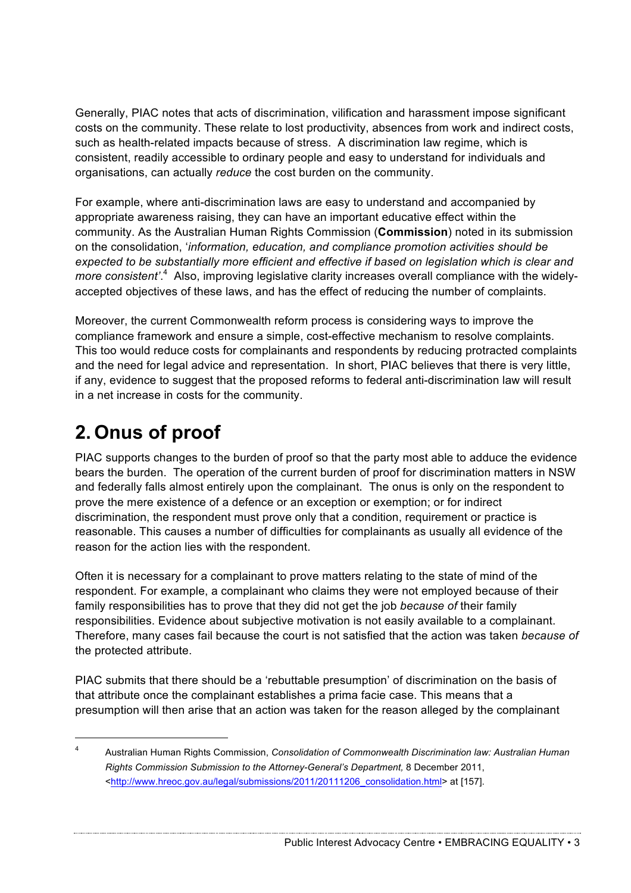Generally, PIAC notes that acts of discrimination, vilification and harassment impose significant costs on the community. These relate to lost productivity, absences from work and indirect costs, such as health-related impacts because of stress. A discrimination law regime, which is consistent, readily accessible to ordinary people and easy to understand for individuals and organisations, can actually *reduce* the cost burden on the community.

For example, where anti-discrimination laws are easy to understand and accompanied by appropriate awareness raising, they can have an important educative effect within the community. As the Australian Human Rights Commission (**Commission**) noted in its submission on the consolidation, '*information, education, and compliance promotion activities should be expected to be substantially more efficient and effective if based on legislation which is clear and more consistent*'.[4] Also, improving legislative clarity increases overall compliance with the widely-accepted objectives of these laws, and has the effect of reducing the number of complaints.

Moreover, the current Commonwealth reform process is considering ways to improve the compliance framework and ensure a simple, cost-effective mechanism to resolve complaints. This too would reduce costs for complainants and respondents by reducing protracted complaints and the need for legal advice and representation. In short, PIAC believes that there is very little, if any, evidence to suggest that the proposed reforms to federal anti-discrimination law will result in a net increase in costs for the community.

# 2. Onus of proof

PIAC supports changes to the burden of proof so that the party most able to adduce the evidence bears the burden. The operation of the current burden of proof for discrimination matters in NSW and federally falls almost entirely upon the complainant. The onus is only on the respondent to prove the mere existence of a defence or an exception or exemption; or for indirect discrimination, the respondent must prove only that a condition, requirement or practice is reasonable. This causes a number of difficulties for complainants as usually all evidence of the reason for the action lies with the respondent.

Often it is necessary for a complainant to prove matters relating to the state of mind of the respondent. For example, a complainant who claims they were not employed because of their family responsibilities has to prove that they did not get the job *because of* their family responsibilities. Evidence about subjective motivation is not easily available to a complainant. Therefore, many cases fail because the court is not satisfied that the action was taken *because of* the protected attribute.

PIAC submits that there should be a 'rebuttable presumption' of discrimination on the basis of that attribute once the complainant establishes a prima facie case. This means that a presumption will then arise that an action was taken for the reason alleged by the complainant

---

[4] Australian Human Rights Commission, *Consolidation of Commonwealth Discrimination law: Australian Human Rights Commission Submission to the Attorney-General's Department,* 8 December 2011, <http://www.hreoc.gov.au/legal/submissions/2011/20111206_consolidation.html> at [157].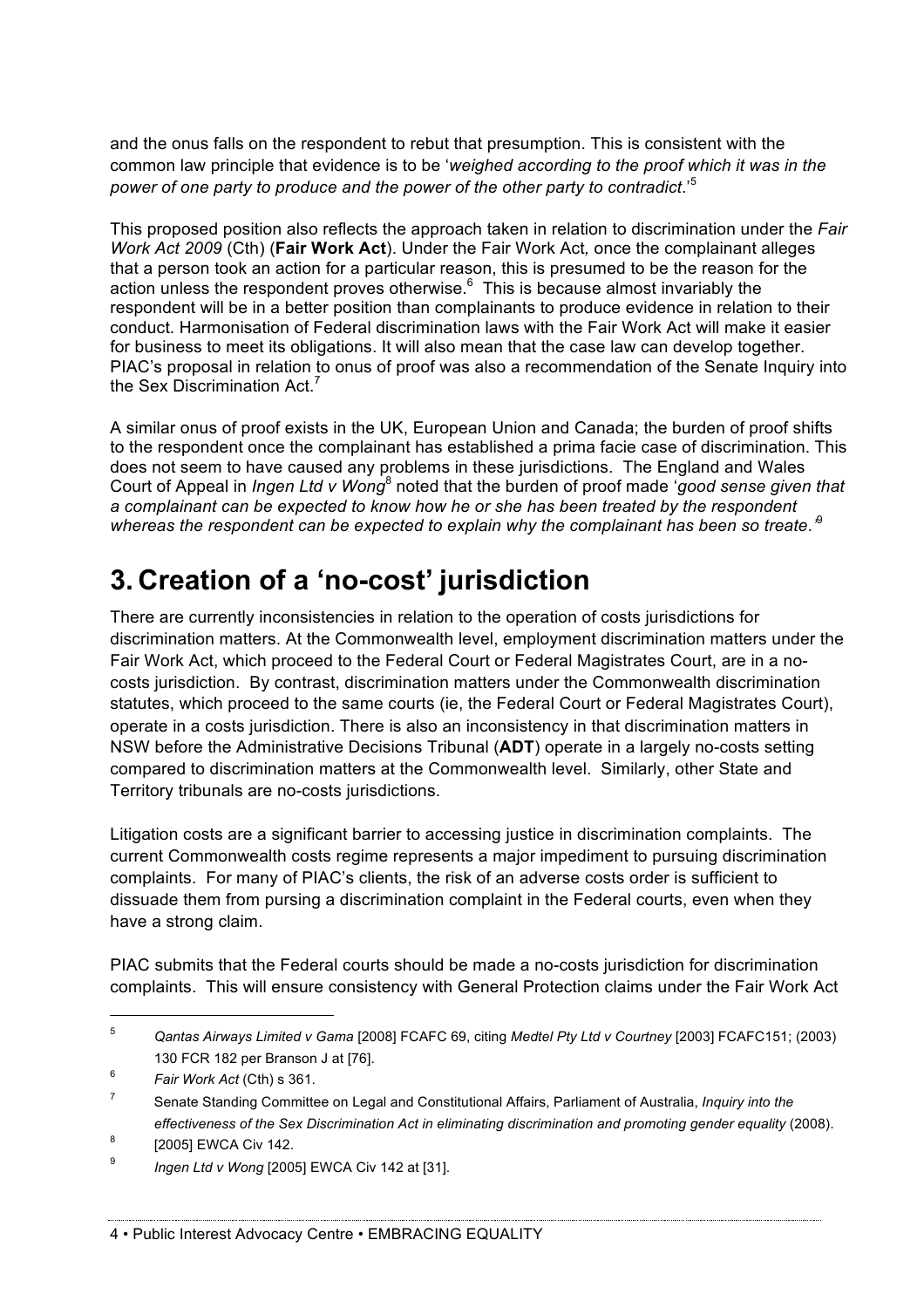and the onus falls on the respondent to rebut that presumption. This is consistent with the common law principle that evidence is to be '*weighed according to the proof which it was in the power of one party to produce and the power of the other party to contradict*.'[5]

This proposed position also reflects the approach taken in relation to discrimination under the *Fair Work Act 2009* (Cth) (**Fair Work Act**). Under the Fair Work Act, once the complainant alleges that a person took an action for a particular reason, this is presumed to be the reason for the action unless the respondent proves otherwise.[6] This is because almost invariably the respondent will be in a better position than complainants to produce evidence in relation to their conduct. Harmonisation of Federal discrimination laws with the Fair Work Act will make it easier for business to meet its obligations. It will also mean that the case law can develop together. PIAC's proposal in relation to onus of proof was also a recommendation of the Senate Inquiry into the Sex Discrimination Act.[7]

A similar onus of proof exists in the UK, European Union and Canada; the burden of proof shifts to the respondent once the complainant has established a prima facie case of discrimination. This does not seem to have caused any problems in these jurisdictions. The England and Wales Court of Appeal in *Ingen Ltd v Wong*[8] noted that the burden of proof made '*good sense given that a complainant can be expected to know how he or she has been treated by the respondent whereas the respondent can be expected to explain why the complainant has been so treate.*'[9]

# 3. Creation of a 'no-cost' jurisdiction

There are currently inconsistencies in relation to the operation of costs jurisdictions for discrimination matters. At the Commonwealth level, employment discrimination matters under the Fair Work Act, which proceed to the Federal Court or Federal Magistrates Court, are in a no-costs jurisdiction. By contrast, discrimination matters under the Commonwealth discrimination statutes, which proceed to the same courts (ie, the Federal Court or Federal Magistrates Court), operate in a costs jurisdiction. There is also an inconsistency in that discrimination matters in NSW before the Administrative Decisions Tribunal (**ADT**) operate in a largely no-costs setting compared to discrimination matters at the Commonwealth level. Similarly, other State and Territory tribunals are no-costs jurisdictions.

Litigation costs are a significant barrier to accessing justice in discrimination complaints. The current Commonwealth costs regime represents a major impediment to pursuing discrimination complaints. For many of PIAC's clients, the risk of an adverse costs order is sufficient to dissuade them from pursing a discrimination complaint in the Federal courts, even when they have a strong claim.

PIAC submits that the Federal courts should be made a no-costs jurisdiction for discrimination complaints. This will ensure consistency with General Protection claims under the Fair Work Act

---

[5] *Qantas Airways Limited v Gama* [2008] FCAFC 69, citing *Medtel Pty Ltd v Courtney* [2003] FCAFC151; (2003) 130 FCR 182 per Branson J at [76].

[6] *Fair Work Act* (Cth) s 361.

[7] Senate Standing Committee on Legal and Constitutional Affairs, Parliament of Australia, *Inquiry into the effectiveness of the Sex Discrimination Act in eliminating discrimination and promoting gender equality* (2008).

[8] [2005] EWCA Civ 142.

[9] *Ingen Ltd v Wong* [2005] EWCA Civ 142 at [31].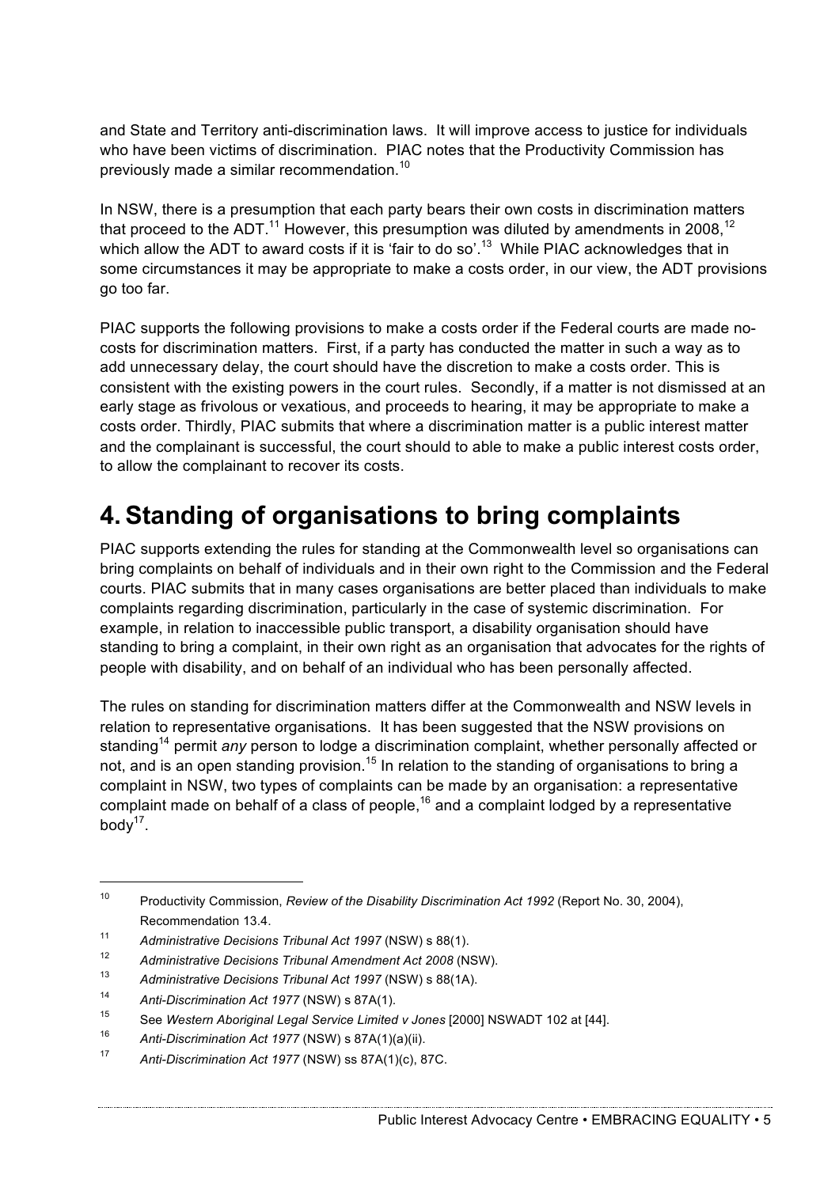and State and Territory anti-discrimination laws. It will improve access to justice for individuals who have been victims of discrimination. PIAC notes that the Productivity Commission has previously made a similar recommendation.[10]

In NSW, there is a presumption that each party bears their own costs in discrimination matters that proceed to the ADT.[11] However, this presumption was diluted by amendments in 2008,[12] which allow the ADT to award costs if it is 'fair to do so'.[13] While PIAC acknowledges that in some circumstances it may be appropriate to make a costs order, in our view, the ADT provisions go too far.

PIAC supports the following provisions to make a costs order if the Federal courts are made no-costs for discrimination matters. First, if a party has conducted the matter in such a way as to add unnecessary delay, the court should have the discretion to make a costs order. This is consistent with the existing powers in the court rules. Secondly, if a matter is not dismissed at an early stage as frivolous or vexatious, and proceeds to hearing, it may be appropriate to make a costs order. Thirdly, PIAC submits that where a discrimination matter is a public interest matter and the complainant is successful, the court should to able to make a public interest costs order, to allow the complainant to recover its costs.

# 4. Standing of organisations to bring complaints

PIAC supports extending the rules for standing at the Commonwealth level so organisations can bring complaints on behalf of individuals and in their own right to the Commission and the Federal courts. PIAC submits that in many cases organisations are better placed than individuals to make complaints regarding discrimination, particularly in the case of systemic discrimination. For example, in relation to inaccessible public transport, a disability organisation should have standing to bring a complaint, in their own right as an organisation that advocates for the rights of people with disability, and on behalf of an individual who has been personally affected.

The rules on standing for discrimination matters differ at the Commonwealth and NSW levels in relation to representative organisations. It has been suggested that the NSW provisions on standing[14] permit *any* person to lodge a discrimination complaint, whether personally affected or not, and is an open standing provision.[15] In relation to the standing of organisations to bring a complaint in NSW, two types of complaints can be made by an organisation: a representative complaint made on behalf of a class of people,[16] and a complaint lodged by a representative body[17].

---

[10] Productivity Commission, *Review of the Disability Discrimination Act 1992* (Report No. 30, 2004), Recommendation 13.4.

[11] *Administrative Decisions Tribunal Act 1997* (NSW) s 88(1).

[12] *Administrative Decisions Tribunal Amendment Act 2008* (NSW).

[13] *Administrative Decisions Tribunal Act 1997* (NSW) s 88(1A).

[14] *Anti-Discrimination Act 1977* (NSW) s 87A(1).

[15] See *Western Aboriginal Legal Service Limited v Jones* [2000] NSWADT 102 at [44].

[16] *Anti-Discrimination Act 1977* (NSW) s 87A(1)(a)(ii).

[17] *Anti-Discrimination Act 1977* (NSW) ss 87A(1)(c), 87C.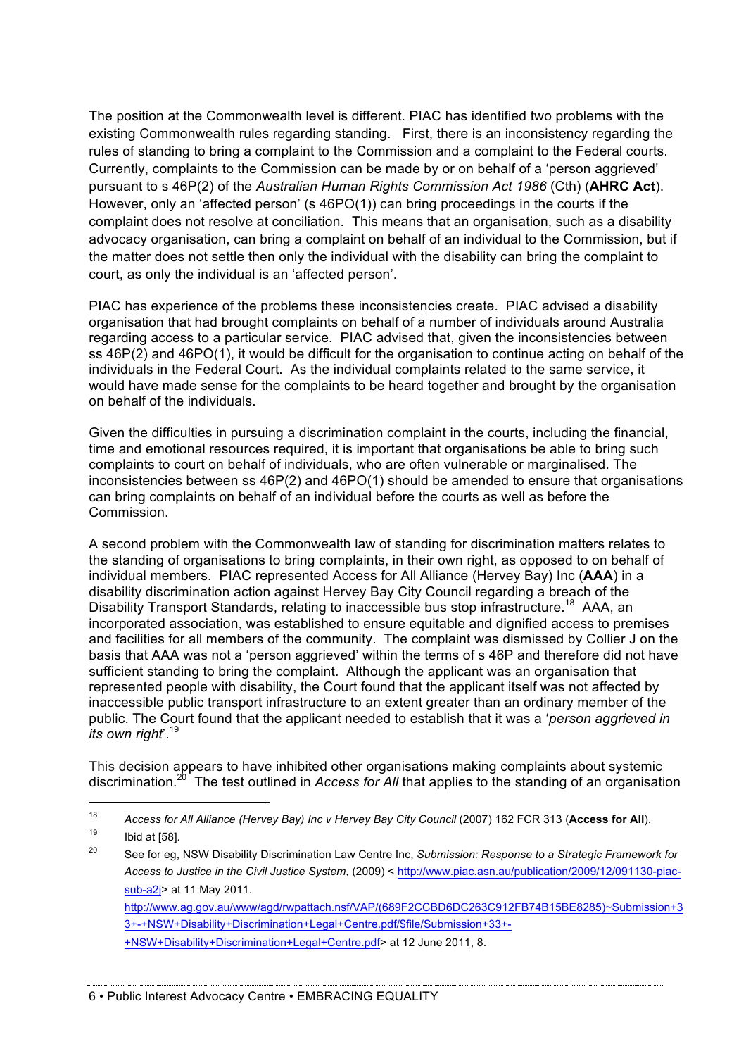The position at the Commonwealth level is different. PIAC has identified two problems with the existing Commonwealth rules regarding standing. First, there is an inconsistency regarding the rules of standing to bring a complaint to the Commission and a complaint to the Federal courts. Currently, complaints to the Commission can be made by or on behalf of a 'person aggrieved' pursuant to s 46P(2) of the *Australian Human Rights Commission Act 1986* (Cth) (**AHRC Act**). However, only an 'affected person' (s 46PO(1)) can bring proceedings in the courts if the complaint does not resolve at conciliation. This means that an organisation, such as a disability advocacy organisation, can bring a complaint on behalf of an individual to the Commission, but if the matter does not settle then only the individual with the disability can bring the complaint to court, as only the individual is an 'affected person'.

PIAC has experience of the problems these inconsistencies create. PIAC advised a disability organisation that had brought complaints on behalf of a number of individuals around Australia regarding access to a particular service. PIAC advised that, given the inconsistencies between ss 46P(2) and 46PO(1), it would be difficult for the organisation to continue acting on behalf of the individuals in the Federal Court. As the individual complaints related to the same service, it would have made sense for the complaints to be heard together and brought by the organisation on behalf of the individuals.

Given the difficulties in pursuing a discrimination complaint in the courts, including the financial, time and emotional resources required, it is important that organisations be able to bring such complaints to court on behalf of individuals, who are often vulnerable or marginalised. The inconsistencies between ss 46P(2) and 46PO(1) should be amended to ensure that organisations can bring complaints on behalf of an individual before the courts as well as before the Commission.

A second problem with the Commonwealth law of standing for discrimination matters relates to the standing of organisations to bring complaints, in their own right, as opposed to on behalf of individual members. PIAC represented Access for All Alliance (Hervey Bay) Inc (**AAA**) in a disability discrimination action against Hervey Bay City Council regarding a breach of the Disability Transport Standards, relating to inaccessible bus stop infrastructure.[18] AAA, an incorporated association, was established to ensure equitable and dignified access to premises and facilities for all members of the community. The complaint was dismissed by Collier J on the basis that AAA was not a 'person aggrieved' within the terms of s 46P and therefore did not have sufficient standing to bring the complaint. Although the applicant was an organisation that represented people with disability, the Court found that the applicant itself was not affected by inaccessible public transport infrastructure to an extent greater than an ordinary member of the public. The Court found that the applicant needed to establish that it was a '*person aggrieved in its own right*'.[19]

This decision appears to have inhibited other organisations making complaints about systemic discrimination.[20] The test outlined in *Access for All* that applies to the standing of an organisation

---

[18] *Access for All Alliance (Hervey Bay) Inc v Hervey Bay City Council* (2007) 162 FCR 313 (**Access for All**).

[19] Ibid at [58].

[20] See for eg, NSW Disability Discrimination Law Centre Inc, *Submission: Response to a Strategic Framework for Access to Justice in the Civil Justice System*, (2009) < http://www.piac.asn.au/publication/2009/12/091130-piac-sub-a2j> at 11 May 2011. http://www.ag.gov.au/www/agd/rwpattach.nsf/VAP/(689F2CCBD6DC263C912FB74B15BE8285)~Submission+33+-+NSW+Disability+Discrimination+Legal+Centre.pdf/$file/Submission+33+-+NSW+Disability+Discrimination+Legal+Centre.pdf> at 12 June 2011, 8.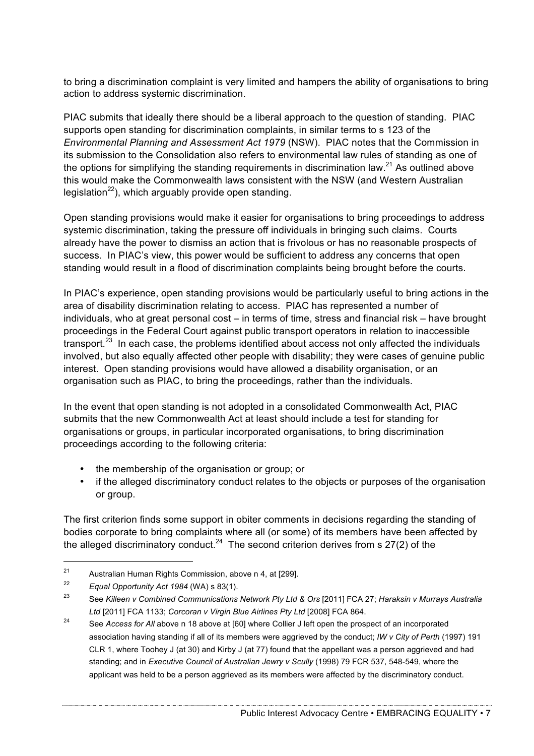to bring a discrimination complaint is very limited and hampers the ability of organisations to bring action to address systemic discrimination.

PIAC submits that ideally there should be a liberal approach to the question of standing. PIAC supports open standing for discrimination complaints, in similar terms to s 123 of the *Environmental Planning and Assessment Act 1979* (NSW). PIAC notes that the Commission in its submission to the Consolidation also refers to environmental law rules of standing as one of the options for simplifying the standing requirements in discrimination law.[21] As outlined above this would make the Commonwealth laws consistent with the NSW (and Western Australian legislation[22]), which arguably provide open standing.

Open standing provisions would make it easier for organisations to bring proceedings to address systemic discrimination, taking the pressure off individuals in bringing such claims. Courts already have the power to dismiss an action that is frivolous or has no reasonable prospects of success. In PIAC's view, this power would be sufficient to address any concerns that open standing would result in a flood of discrimination complaints being brought before the courts.

In PIAC's experience, open standing provisions would be particularly useful to bring actions in the area of disability discrimination relating to access. PIAC has represented a number of individuals, who at great personal cost – in terms of time, stress and financial risk – have brought proceedings in the Federal Court against public transport operators in relation to inaccessible transport.[23] In each case, the problems identified about access not only affected the individuals involved, but also equally affected other people with disability; they were cases of genuine public interest. Open standing provisions would have allowed a disability organisation, or an organisation such as PIAC, to bring the proceedings, rather than the individuals.

In the event that open standing is not adopted in a consolidated Commonwealth Act, PIAC submits that the new Commonwealth Act at least should include a test for standing for organisations or groups, in particular incorporated organisations, to bring discrimination proceedings according to the following criteria:

- the membership of the organisation or group; or
- if the alleged discriminatory conduct relates to the objects or purposes of the organisation or group.

The first criterion finds some support in obiter comments in decisions regarding the standing of bodies corporate to bring complaints where all (or some) of its members have been affected by the alleged discriminatory conduct.[24] The second criterion derives from s 27(2) of the

---

[21] Australian Human Rights Commission, above n 4, at [299].

[22] *Equal Opportunity Act 1984* (WA) s 83(1).

[23] See *Killeen v Combined Communications Network Pty Ltd & Ors* [2011] FCA 27; *Haraksin v Murrays Australia Ltd* [2011] FCA 1133; *Corcoran v Virgin Blue Airlines Pty Ltd* [2008] FCA 864.

[24] See *Access for All* above n 18 above at [60] where Collier J left open the prospect of an incorporated association having standing if all of its members were aggrieved by the conduct; *IW v City of Perth* (1997) 191 CLR 1, where Toohey J (at 30) and Kirby J (at 77) found that the appellant was a person aggrieved and had standing; and in *Executive Council of Australian Jewry v Scully* (1998) 79 FCR 537, 548-549, where the applicant was held to be a person aggrieved as its members were affected by the discriminatory conduct.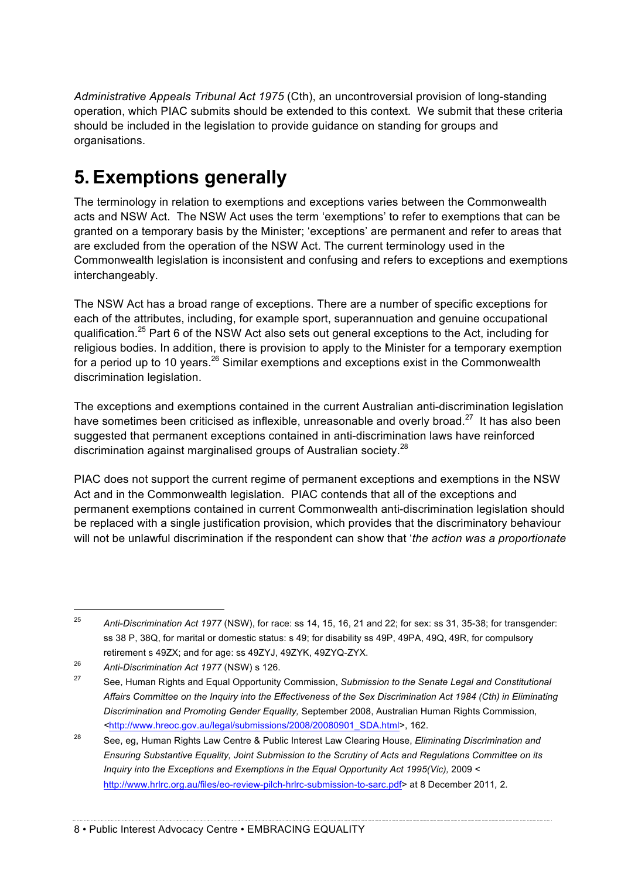*Administrative Appeals Tribunal Act 1975* (Cth), an uncontroversial provision of long-standing operation, which PIAC submits should be extended to this context. We submit that these criteria should be included in the legislation to provide guidance on standing for groups and organisations.

# 5. Exemptions generally

The terminology in relation to exemptions and exceptions varies between the Commonwealth acts and NSW Act. The NSW Act uses the term 'exemptions' to refer to exemptions that can be granted on a temporary basis by the Minister; 'exceptions' are permanent and refer to areas that are excluded from the operation of the NSW Act. The current terminology used in the Commonwealth legislation is inconsistent and confusing and refers to exceptions and exemptions interchangeably.

The NSW Act has a broad range of exceptions. There are a number of specific exceptions for each of the attributes, including, for example sport, superannuation and genuine occupational qualification.[25] Part 6 of the NSW Act also sets out general exceptions to the Act, including for religious bodies. In addition, there is provision to apply to the Minister for a temporary exemption for a period up to 10 years.[26] Similar exemptions and exceptions exist in the Commonwealth discrimination legislation.

The exceptions and exemptions contained in the current Australian anti-discrimination legislation have sometimes been criticised as inflexible, unreasonable and overly broad.[27] It has also been suggested that permanent exceptions contained in anti-discrimination laws have reinforced discrimination against marginalised groups of Australian society.[28]

PIAC does not support the current regime of permanent exceptions and exemptions in the NSW Act and in the Commonwealth legislation. PIAC contends that all of the exceptions and permanent exemptions contained in current Commonwealth anti-discrimination legislation should be replaced with a single justification provision, which provides that the discriminatory behaviour will not be unlawful discrimination if the respondent can show that '*the action was a proportionate*

---

[25] *Anti-Discrimination Act 1977* (NSW), for race: ss 14, 15, 16, 21 and 22; for sex: ss 31, 35-38; for transgender: ss 38 P, 38Q, for marital or domestic status: s 49; for disability ss 49P, 49PA, 49Q, 49R, for compulsory retirement s 49ZX; and for age: ss 49ZYJ, 49ZYK, 49ZYQ-ZYX.

[26] *Anti-Discrimination Act 1977* (NSW) s 126.

[27] See, Human Rights and Equal Opportunity Commission, *Submission to the Senate Legal and Constitutional Affairs Committee on the Inquiry into the Effectiveness of the Sex Discrimination Act 1984 (Cth) in Eliminating Discrimination and Promoting Gender Equality,* September 2008, Australian Human Rights Commission, <http://www.hreoc.gov.au/legal/submissions/2008/20080901_SDA.html>, 162.

[28] See, eg, Human Rights Law Centre & Public Interest Law Clearing House, *Eliminating Discrimination and Ensuring Substantive Equality, Joint Submission to the Scrutiny of Acts and Regulations Committee on its Inquiry into the Exceptions and Exemptions in the Equal Opportunity Act 1995(Vic),* 2009 < http://www.hrlrc.org.au/files/eo-review-pilch-hrlrc-submission-to-sarc.pdf> at 8 December 2011, 2.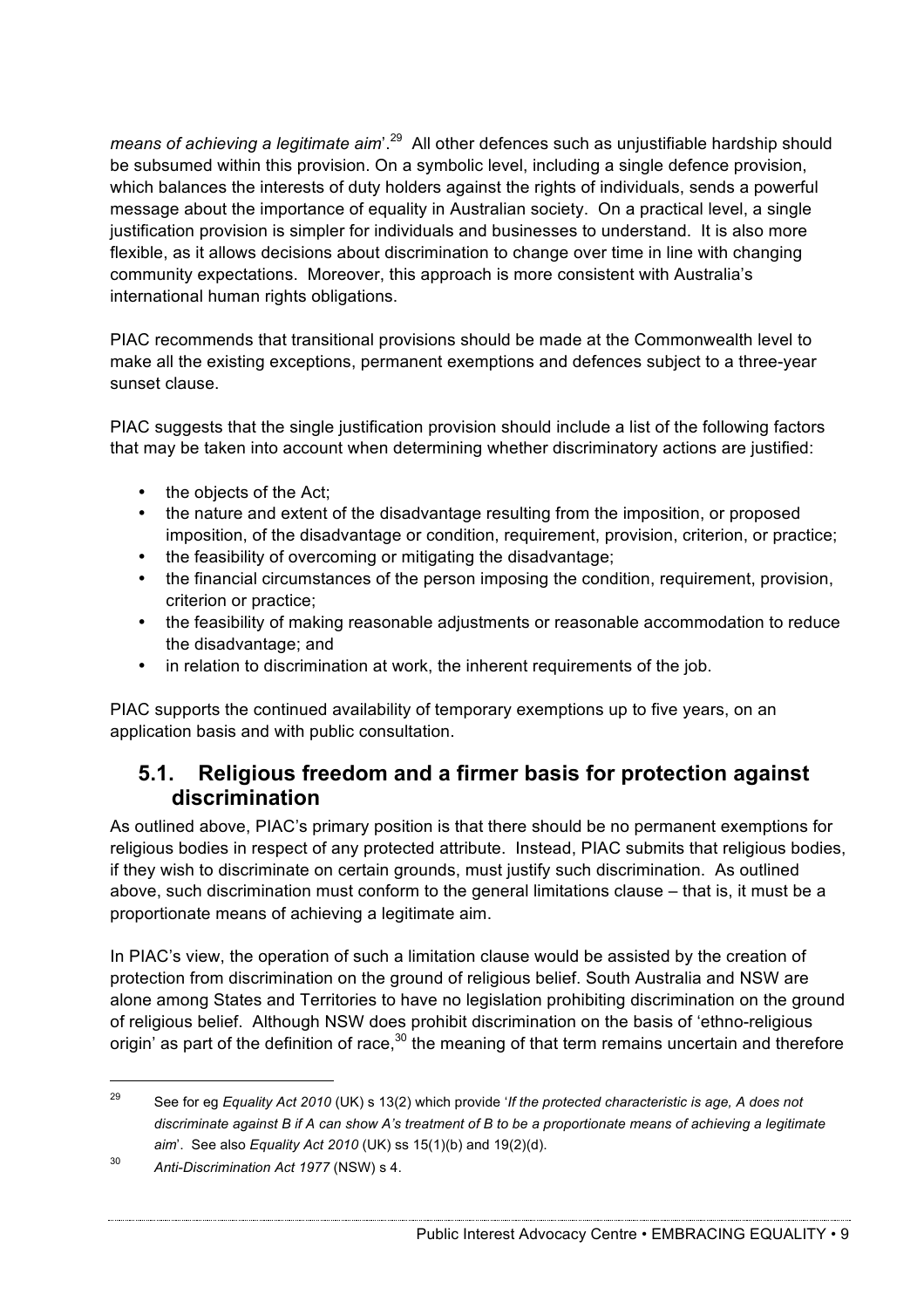*means of achieving a legitimate aim*'.[29] All other defences such as unjustifiable hardship should be subsumed within this provision. On a symbolic level, including a single defence provision, which balances the interests of duty holders against the rights of individuals, sends a powerful message about the importance of equality in Australian society. On a practical level, a single justification provision is simpler for individuals and businesses to understand. It is also more flexible, as it allows decisions about discrimination to change over time in line with changing community expectations. Moreover, this approach is more consistent with Australia's international human rights obligations.

PIAC recommends that transitional provisions should be made at the Commonwealth level to make all the existing exceptions, permanent exemptions and defences subject to a three-year sunset clause.

PIAC suggests that the single justification provision should include a list of the following factors that may be taken into account when determining whether discriminatory actions are justified:

- the objects of the Act;
- the nature and extent of the disadvantage resulting from the imposition, or proposed imposition, of the disadvantage or condition, requirement, provision, criterion, or practice;
- the feasibility of overcoming or mitigating the disadvantage;
- the financial circumstances of the person imposing the condition, requirement, provision, criterion or practice;
- the feasibility of making reasonable adjustments or reasonable accommodation to reduce the disadvantage; and
- in relation to discrimination at work, the inherent requirements of the job.

PIAC supports the continued availability of temporary exemptions up to five years, on an application basis and with public consultation.

## 5.1. Religious freedom and a firmer basis for protection against discrimination

As outlined above, PIAC's primary position is that there should be no permanent exemptions for religious bodies in respect of any protected attribute. Instead, PIAC submits that religious bodies, if they wish to discriminate on certain grounds, must justify such discrimination. As outlined above, such discrimination must conform to the general limitations clause – that is, it must be a proportionate means of achieving a legitimate aim.

In PIAC's view, the operation of such a limitation clause would be assisted by the creation of protection from discrimination on the ground of religious belief. South Australia and NSW are alone among States and Territories to have no legislation prohibiting discrimination on the ground of religious belief. Although NSW does prohibit discrimination on the basis of 'ethno-religious origin' as part of the definition of race,[30] the meaning of that term remains uncertain and therefore

---

[29] See for eg *Equality Act 2010* (UK) s 13(2) which provide '*If the protected characteristic is age, A does not discriminate against B if A can show A's treatment of B to be a proportionate means of achieving a legitimate aim*'. See also *Equality Act 2010* (UK) ss 15(1)(b) and 19(2)(d).

[30] *Anti-Discrimination Act 1977* (NSW) s 4.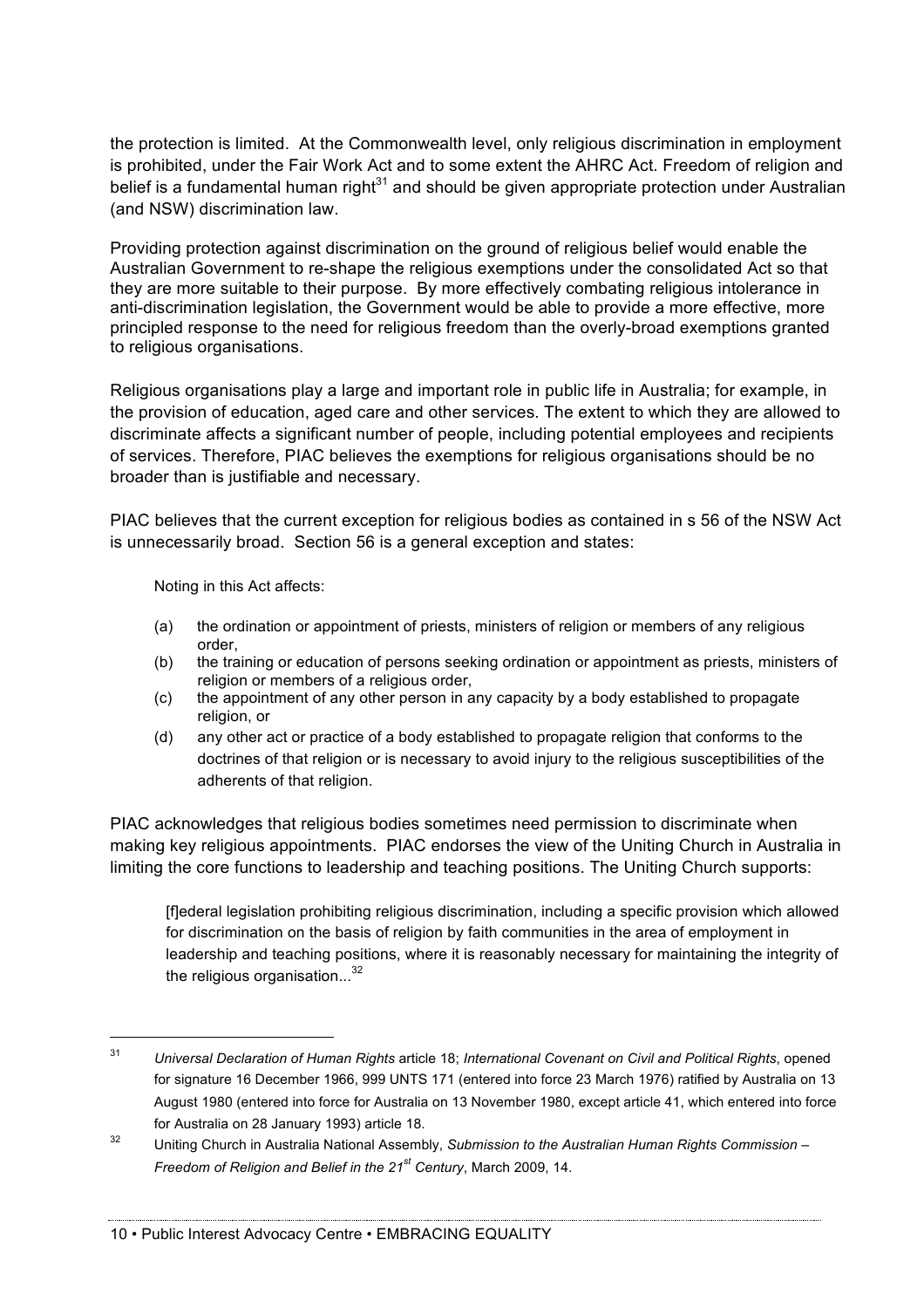the protection is limited. At the Commonwealth level, only religious discrimination in employment is prohibited, under the Fair Work Act and to some extent the AHRC Act. Freedom of religion and belief is a fundamental human right[31] and should be given appropriate protection under Australian (and NSW) discrimination law.

Providing protection against discrimination on the ground of religious belief would enable the Australian Government to re-shape the religious exemptions under the consolidated Act so that they are more suitable to their purpose. By more effectively combating religious intolerance in anti-discrimination legislation, the Government would be able to provide a more effective, more principled response to the need for religious freedom than the overly-broad exemptions granted to religious organisations.

Religious organisations play a large and important role in public life in Australia; for example, in the provision of education, aged care and other services. The extent to which they are allowed to discriminate affects a significant number of people, including potential employees and recipients of services. Therefore, PIAC believes the exemptions for religious organisations should be no broader than is justifiable and necessary.

PIAC believes that the current exception for religious bodies as contained in s 56 of the NSW Act is unnecessarily broad. Section 56 is a general exception and states:

> Noting in this Act affects:
>
> (a) the ordination or appointment of priests, ministers of religion or members of any religious order,
>
> (b) the training or education of persons seeking ordination or appointment as priests, ministers of religion or members of a religious order,
>
> (c) the appointment of any other person in any capacity by a body established to propagate religion, or
>
> (d) any other act or practice of a body established to propagate religion that conforms to the doctrines of that religion or is necessary to avoid injury to the religious susceptibilities of the adherents of that religion.

PIAC acknowledges that religious bodies sometimes need permission to discriminate when making key religious appointments. PIAC endorses the view of the Uniting Church in Australia in limiting the core functions to leadership and teaching positions. The Uniting Church supports:

> [f]ederal legislation prohibiting religious discrimination, including a specific provision which allowed for discrimination on the basis of religion by faith communities in the area of employment in leadership and teaching positions, where it is reasonably necessary for maintaining the integrity of the religious organisation...[32]

---

[31] *Universal Declaration of Human Rights* article 18; *International Covenant on Civil and Political Rights*, opened for signature 16 December 1966, 999 UNTS 171 (entered into force 23 March 1976) ratified by Australia on 13 August 1980 (entered into force for Australia on 13 November 1980, except article 41, which entered into force for Australia on 28 January 1993) article 18.

[32] Uniting Church in Australia National Assembly, *Submission to the Australian Human Rights Commission – Freedom of Religion and Belief in the 21st Century*, March 2009, 14.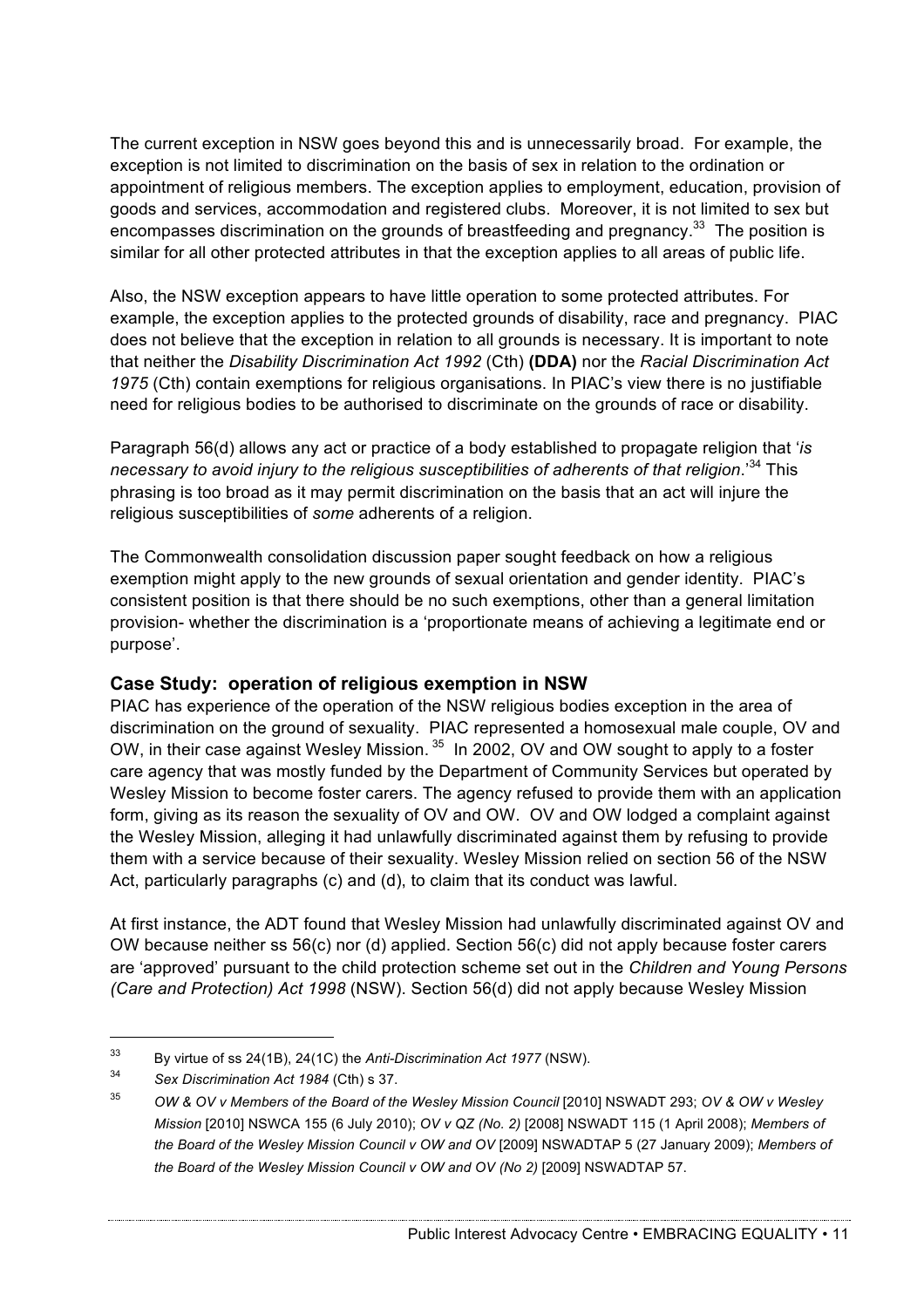The current exception in NSW goes beyond this and is unnecessarily broad. For example, the exception is not limited to discrimination on the basis of sex in relation to the ordination or appointment of religious members. The exception applies to employment, education, provision of goods and services, accommodation and registered clubs. Moreover, it is not limited to sex but encompasses discrimination on the grounds of breastfeeding and pregnancy.[33] The position is similar for all other protected attributes in that the exception applies to all areas of public life.

Also, the NSW exception appears to have little operation to some protected attributes. For example, the exception applies to the protected grounds of disability, race and pregnancy. PIAC does not believe that the exception in relation to all grounds is necessary. It is important to note that neither the *Disability Discrimination Act 1992* (Cth) **(DDA)** nor the *Racial Discrimination Act 1975* (Cth) contain exemptions for religious organisations. In PIAC's view there is no justifiable need for religious bodies to be authorised to discriminate on the grounds of race or disability.

Paragraph 56(d) allows any act or practice of a body established to propagate religion that '*is necessary to avoid injury to the religious susceptibilities of adherents of that religion*.'[34] This phrasing is too broad as it may permit discrimination on the basis that an act will injure the religious susceptibilities of *some* adherents of a religion.

The Commonwealth consolidation discussion paper sought feedback on how a religious exemption might apply to the new grounds of sexual orientation and gender identity. PIAC's consistent position is that there should be no such exemptions, other than a general limitation provision- whether the discrimination is a 'proportionate means of achieving a legitimate end or purpose'.

### Case Study: operation of religious exemption in NSW

PIAC has experience of the operation of the NSW religious bodies exception in the area of discrimination on the ground of sexuality. PIAC represented a homosexual male couple, OV and OW, in their case against Wesley Mission.[35] In 2002, OV and OW sought to apply to a foster care agency that was mostly funded by the Department of Community Services but operated by Wesley Mission to become foster carers. The agency refused to provide them with an application form, giving as its reason the sexuality of OV and OW. OV and OW lodged a complaint against the Wesley Mission, alleging it had unlawfully discriminated against them by refusing to provide them with a service because of their sexuality. Wesley Mission relied on section 56 of the NSW Act, particularly paragraphs (c) and (d), to claim that its conduct was lawful.

At first instance, the ADT found that Wesley Mission had unlawfully discriminated against OV and OW because neither ss 56(c) nor (d) applied. Section 56(c) did not apply because foster carers are 'approved' pursuant to the child protection scheme set out in the *Children and Young Persons (Care and Protection) Act 1998* (NSW). Section 56(d) did not apply because Wesley Mission

---

[33] By virtue of ss 24(1B), 24(1C) the *Anti-Discrimination Act 1977* (NSW).

[34] *Sex Discrimination Act 1984* (Cth) s 37.

[35] *OW & OV v Members of the Board of the Wesley Mission Council* [2010] NSWADT 293; *OV & OW v Wesley Mission* [2010] NSWCA 155 (6 July 2010); *OV v QZ (No. 2)* [2008] NSWADT 115 (1 April 2008); *Members of the Board of the Wesley Mission Council v OW and OV* [2009] NSWADTAP 5 (27 January 2009); *Members of the Board of the Wesley Mission Council v OW and OV (No 2)* [2009] NSWADTAP 57.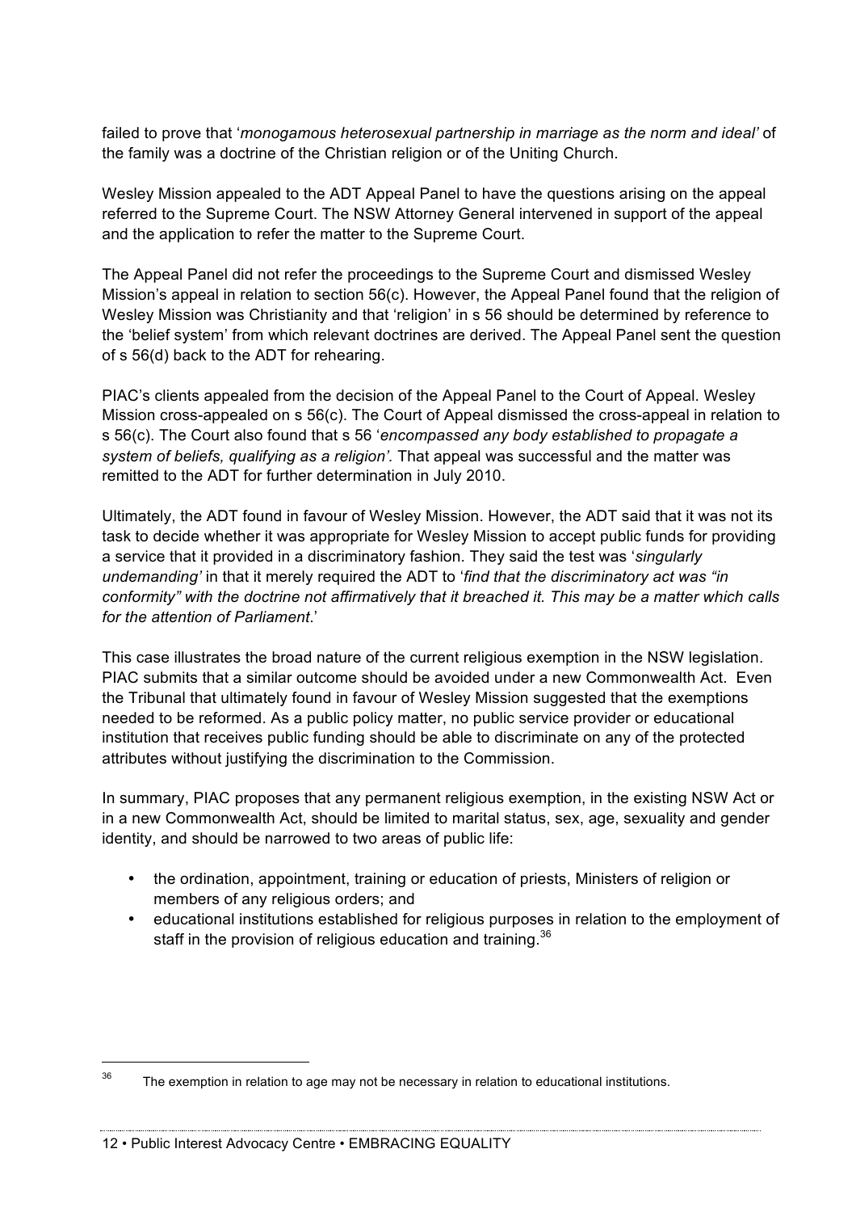failed to prove that '*monogamous heterosexual partnership in marriage as the norm and ideal'* of the family was a doctrine of the Christian religion or of the Uniting Church.

Wesley Mission appealed to the ADT Appeal Panel to have the questions arising on the appeal referred to the Supreme Court. The NSW Attorney General intervened in support of the appeal and the application to refer the matter to the Supreme Court.

The Appeal Panel did not refer the proceedings to the Supreme Court and dismissed Wesley Mission's appeal in relation to section 56(c). However, the Appeal Panel found that the religion of Wesley Mission was Christianity and that 'religion' in s 56 should be determined by reference to the 'belief system' from which relevant doctrines are derived. The Appeal Panel sent the question of s 56(d) back to the ADT for rehearing.

PIAC's clients appealed from the decision of the Appeal Panel to the Court of Appeal. Wesley Mission cross-appealed on s 56(c). The Court of Appeal dismissed the cross-appeal in relation to s 56(c). The Court also found that s 56 '*encompassed any body established to propagate a system of beliefs, qualifying as a religion'*. That appeal was successful and the matter was remitted to the ADT for further determination in July 2010.

Ultimately, the ADT found in favour of Wesley Mission. However, the ADT said that it was not its task to decide whether it was appropriate for Wesley Mission to accept public funds for providing a service that it provided in a discriminatory fashion. They said the test was '*singularly undemanding'* in that it merely required the ADT to '*find that the discriminatory act was "in conformity" with the doctrine not affirmatively that it breached it. This may be a matter which calls for the attention of Parliament*.'

This case illustrates the broad nature of the current religious exemption in the NSW legislation. PIAC submits that a similar outcome should be avoided under a new Commonwealth Act. Even the Tribunal that ultimately found in favour of Wesley Mission suggested that the exemptions needed to be reformed. As a public policy matter, no public service provider or educational institution that receives public funding should be able to discriminate on any of the protected attributes without justifying the discrimination to the Commission.

In summary, PIAC proposes that any permanent religious exemption, in the existing NSW Act or in a new Commonwealth Act, should be limited to marital status, sex, age, sexuality and gender identity, and should be narrowed to two areas of public life:

- the ordination, appointment, training or education of priests, Ministers of religion or members of any religious orders; and
- educational institutions established for religious purposes in relation to the employment of staff in the provision of religious education and training.[36]

[36] The exemption in relation to age may not be necessary in relation to educational institutions.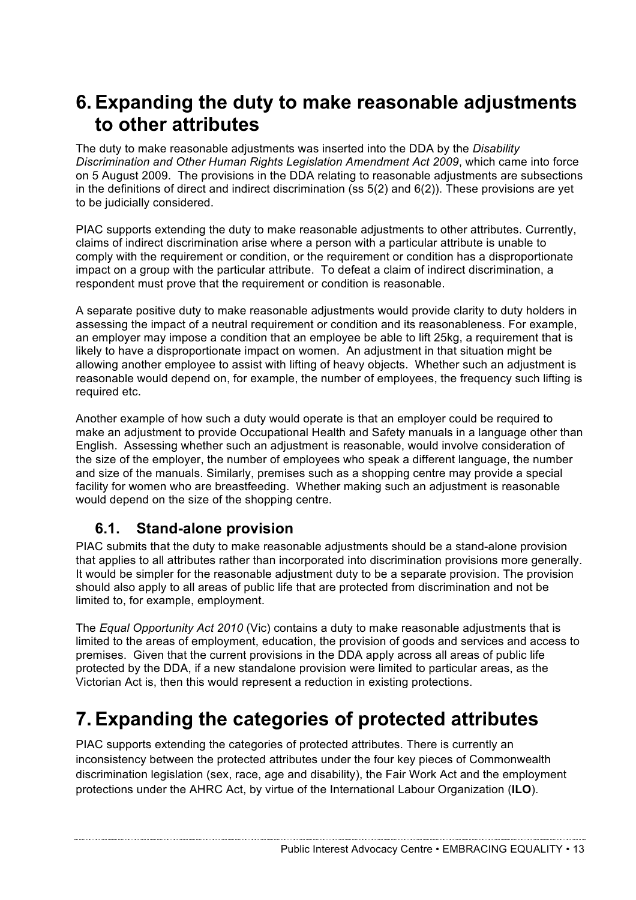# 6. Expanding the duty to make reasonable adjustments to other attributes

The duty to make reasonable adjustments was inserted into the DDA by the *Disability Discrimination and Other Human Rights Legislation Amendment Act 2009*, which came into force on 5 August 2009. The provisions in the DDA relating to reasonable adjustments are subsections in the definitions of direct and indirect discrimination (ss 5(2) and 6(2)). These provisions are yet to be judicially considered.

PIAC supports extending the duty to make reasonable adjustments to other attributes. Currently, claims of indirect discrimination arise where a person with a particular attribute is unable to comply with the requirement or condition, or the requirement or condition has a disproportionate impact on a group with the particular attribute. To defeat a claim of indirect discrimination, a respondent must prove that the requirement or condition is reasonable.

A separate positive duty to make reasonable adjustments would provide clarity to duty holders in assessing the impact of a neutral requirement or condition and its reasonableness. For example, an employer may impose a condition that an employee be able to lift 25kg, a requirement that is likely to have a disproportionate impact on women. An adjustment in that situation might be allowing another employee to assist with lifting of heavy objects. Whether such an adjustment is reasonable would depend on, for example, the number of employees, the frequency such lifting is required etc.

Another example of how such a duty would operate is that an employer could be required to make an adjustment to provide Occupational Health and Safety manuals in a language other than English. Assessing whether such an adjustment is reasonable, would involve consideration of the size of the employer, the number of employees who speak a different language, the number and size of the manuals. Similarly, premises such as a shopping centre may provide a special facility for women who are breastfeeding. Whether making such an adjustment is reasonable would depend on the size of the shopping centre.

## 6.1. Stand-alone provision

PIAC submits that the duty to make reasonable adjustments should be a stand-alone provision that applies to all attributes rather than incorporated into discrimination provisions more generally. It would be simpler for the reasonable adjustment duty to be a separate provision. The provision should also apply to all areas of public life that are protected from discrimination and not be limited to, for example, employment.

The *Equal Opportunity Act 2010* (Vic) contains a duty to make reasonable adjustments that is limited to the areas of employment, education, the provision of goods and services and access to premises. Given that the current provisions in the DDA apply across all areas of public life protected by the DDA, if a new standalone provision were limited to particular areas, as the Victorian Act is, then this would represent a reduction in existing protections.

# 7. Expanding the categories of protected attributes

PIAC supports extending the categories of protected attributes. There is currently an inconsistency between the protected attributes under the four key pieces of Commonwealth discrimination legislation (sex, race, age and disability), the Fair Work Act and the employment protections under the AHRC Act, by virtue of the International Labour Organization (**ILO**).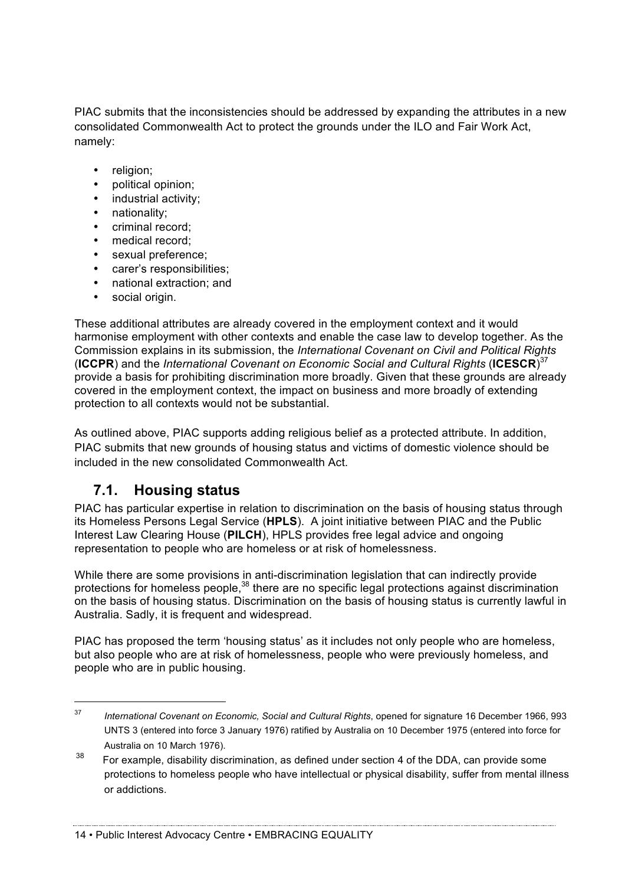PIAC submits that the inconsistencies should be addressed by expanding the attributes in a new consolidated Commonwealth Act to protect the grounds under the ILO and Fair Work Act, namely:

- religion;
- political opinion;
- industrial activity;
- nationality;
- criminal record;
- medical record;
- sexual preference;
- carer's responsibilities;
- national extraction; and
- social origin.

These additional attributes are already covered in the employment context and it would harmonise employment with other contexts and enable the case law to develop together. As the Commission explains in its submission, the *International Covenant on Civil and Political Rights* (**ICCPR**) and the *International Covenant on Economic Social and Cultural Rights* (**ICESCR**)[37] provide a basis for prohibiting discrimination more broadly. Given that these grounds are already covered in the employment context, the impact on business and more broadly of extending protection to all contexts would not be substantial.

As outlined above, PIAC supports adding religious belief as a protected attribute. In addition, PIAC submits that new grounds of housing status and victims of domestic violence should be included in the new consolidated Commonwealth Act.

## 7.1. Housing status

PIAC has particular expertise in relation to discrimination on the basis of housing status through its Homeless Persons Legal Service (**HPLS**). A joint initiative between PIAC and the Public Interest Law Clearing House (**PILCH**), HPLS provides free legal advice and ongoing representation to people who are homeless or at risk of homelessness.

While there are some provisions in anti-discrimination legislation that can indirectly provide protections for homeless people,[38] there are no specific legal protections against discrimination on the basis of housing status. Discrimination on the basis of housing status is currently lawful in Australia. Sadly, it is frequent and widespread.

PIAC has proposed the term 'housing status' as it includes not only people who are homeless, but also people who are at risk of homelessness, people who were previously homeless, and people who are in public housing.

---

[37] *International Covenant on Economic, Social and Cultural Rights*, opened for signature 16 December 1966, 993 UNTS 3 (entered into force 3 January 1976) ratified by Australia on 10 December 1975 (entered into force for Australia on 10 March 1976).

[38] For example, disability discrimination, as defined under section 4 of the DDA, can provide some protections to homeless people who have intellectual or physical disability, suffer from mental illness or addictions.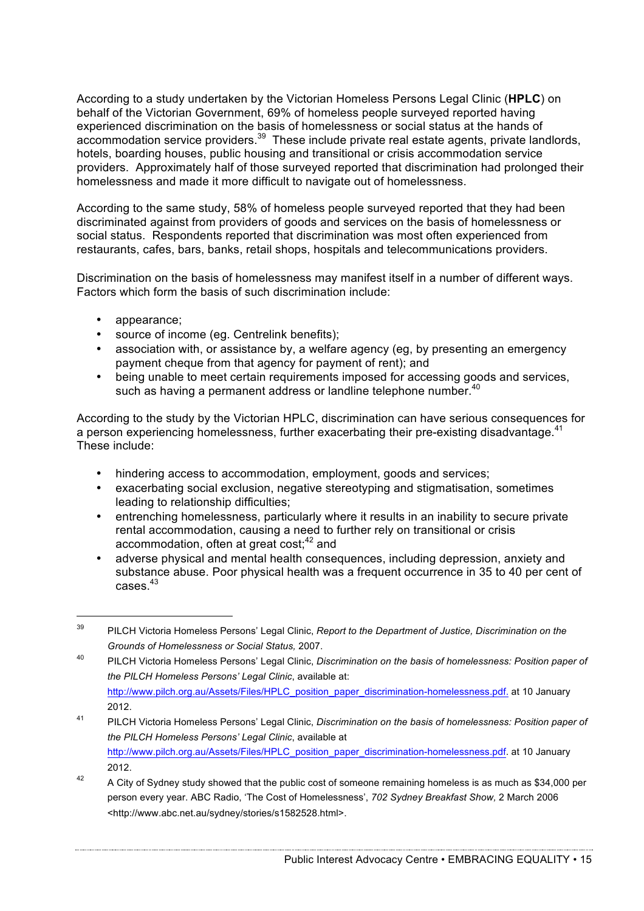According to a study undertaken by the Victorian Homeless Persons Legal Clinic (**HPLC**) on behalf of the Victorian Government, 69% of homeless people surveyed reported having experienced discrimination on the basis of homelessness or social status at the hands of accommodation service providers.[39] These include private real estate agents, private landlords, hotels, boarding houses, public housing and transitional or crisis accommodation service providers. Approximately half of those surveyed reported that discrimination had prolonged their homelessness and made it more difficult to navigate out of homelessness.

According to the same study, 58% of homeless people surveyed reported that they had been discriminated against from providers of goods and services on the basis of homelessness or social status. Respondents reported that discrimination was most often experienced from restaurants, cafes, bars, banks, retail shops, hospitals and telecommunications providers.

Discrimination on the basis of homelessness may manifest itself in a number of different ways. Factors which form the basis of such discrimination include:

- appearance;
- source of income (eg. Centrelink benefits);
- association with, or assistance by, a welfare agency (eg, by presenting an emergency payment cheque from that agency for payment of rent); and
- being unable to meet certain requirements imposed for accessing goods and services, such as having a permanent address or landline telephone number.[40]

According to the study by the Victorian HPLC, discrimination can have serious consequences for a person experiencing homelessness, further exacerbating their pre-existing disadvantage.[41] These include:

- hindering access to accommodation, employment, goods and services;
- exacerbating social exclusion, negative stereotyping and stigmatisation, sometimes leading to relationship difficulties;
- entrenching homelessness, particularly where it results in an inability to secure private rental accommodation, causing a need to further rely on transitional or crisis accommodation, often at great cost;[42] and
- adverse physical and mental health consequences, including depression, anxiety and substance abuse. Poor physical health was a frequent occurrence in 35 to 40 per cent of cases.[43]

---

[39] PILCH Victoria Homeless Persons' Legal Clinic, *Report to the Department of Justice, Discrimination on the Grounds of Homelessness or Social Status,* 2007.

[40] PILCH Victoria Homeless Persons' Legal Clinic, *Discrimination on the basis of homelessness: Position paper of the PILCH Homeless Persons' Legal Clinic*, available at: http://www.pilch.org.au/Assets/Files/HPLC_position_paper_discrimination-homelessness.pdf. at 10 January 2012.

[41] PILCH Victoria Homeless Persons' Legal Clinic, *Discrimination on the basis of homelessness: Position paper of the PILCH Homeless Persons' Legal Clinic*, available at http://www.pilch.org.au/Assets/Files/HPLC_position_paper_discrimination-homelessness.pdf. at 10 January 2012.

[42] A City of Sydney study showed that the public cost of someone remaining homeless is as much as $34,000 per person every year. ABC Radio, 'The Cost of Homelessness', *702 Sydney Breakfast Show,* 2 March 2006 <http://www.abc.net.au/sydney/stories/s1582528.html>.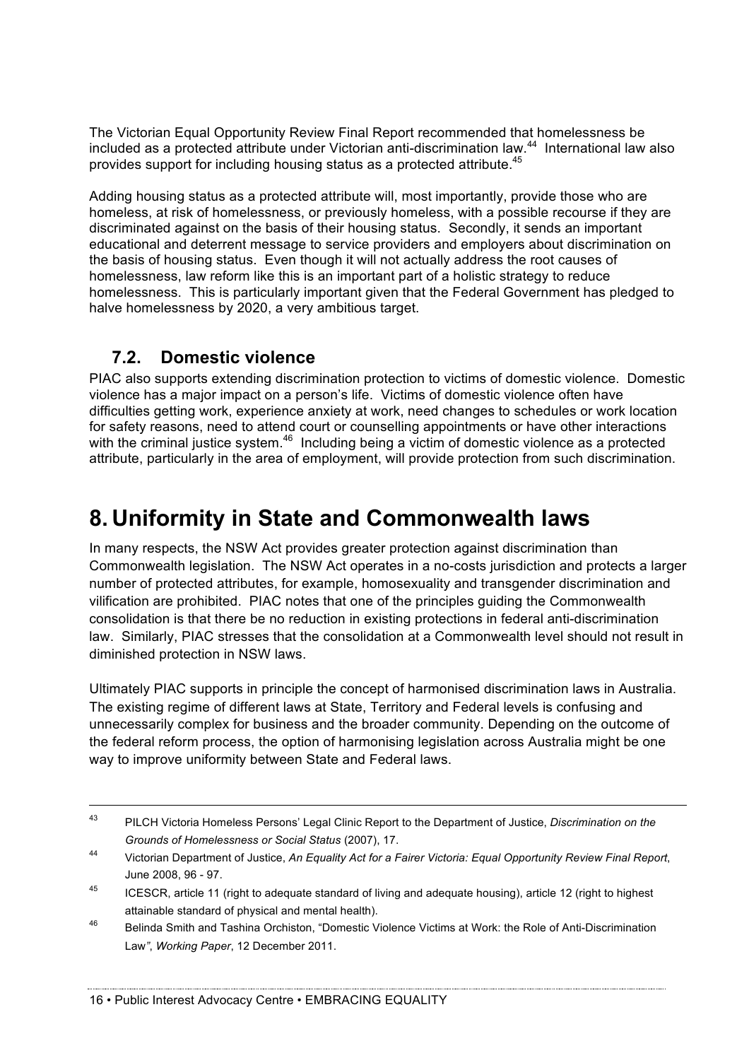The Victorian Equal Opportunity Review Final Report recommended that homelessness be included as a protected attribute under Victorian anti-discrimination law.[44] International law also provides support for including housing status as a protected attribute.[45]

Adding housing status as a protected attribute will, most importantly, provide those who are homeless, at risk of homelessness, or previously homeless, with a possible recourse if they are discriminated against on the basis of their housing status. Secondly, it sends an important educational and deterrent message to service providers and employers about discrimination on the basis of housing status. Even though it will not actually address the root causes of homelessness, law reform like this is an important part of a holistic strategy to reduce homelessness. This is particularly important given that the Federal Government has pledged to halve homelessness by 2020, a very ambitious target.

### 7.2. Domestic violence

PIAC also supports extending discrimination protection to victims of domestic violence. Domestic violence has a major impact on a person's life. Victims of domestic violence often have difficulties getting work, experience anxiety at work, need changes to schedules or work location for safety reasons, need to attend court or counselling appointments or have other interactions with the criminal justice system.[46] Including being a victim of domestic violence as a protected attribute, particularly in the area of employment, will provide protection from such discrimination.

# 8. Uniformity in State and Commonwealth laws

In many respects, the NSW Act provides greater protection against discrimination than Commonwealth legislation. The NSW Act operates in a no-costs jurisdiction and protects a larger number of protected attributes, for example, homosexuality and transgender discrimination and vilification are prohibited. PIAC notes that one of the principles guiding the Commonwealth consolidation is that there be no reduction in existing protections in federal anti-discrimination law. Similarly, PIAC stresses that the consolidation at a Commonwealth level should not result in diminished protection in NSW laws.

Ultimately PIAC supports in principle the concept of harmonised discrimination laws in Australia. The existing regime of different laws at State, Territory and Federal levels is confusing and unnecessarily complex for business and the broader community. Depending on the outcome of the federal reform process, the option of harmonising legislation across Australia might be one way to improve uniformity between State and Federal laws.

---

[43] PILCH Victoria Homeless Persons' Legal Clinic Report to the Department of Justice, *Discrimination on the Grounds of Homelessness or Social Status* (2007), 17.

[44] Victorian Department of Justice, *An Equality Act for a Fairer Victoria: Equal Opportunity Review Final Report*, June 2008, 96 - 97.

[45] ICESCR, article 11 (right to adequate standard of living and adequate housing), article 12 (right to highest attainable standard of physical and mental health).

[46] Belinda Smith and Tashina Orchiston, "Domestic Violence Victims at Work: the Role of Anti-Discrimination Law", *Working Paper*, 12 December 2011.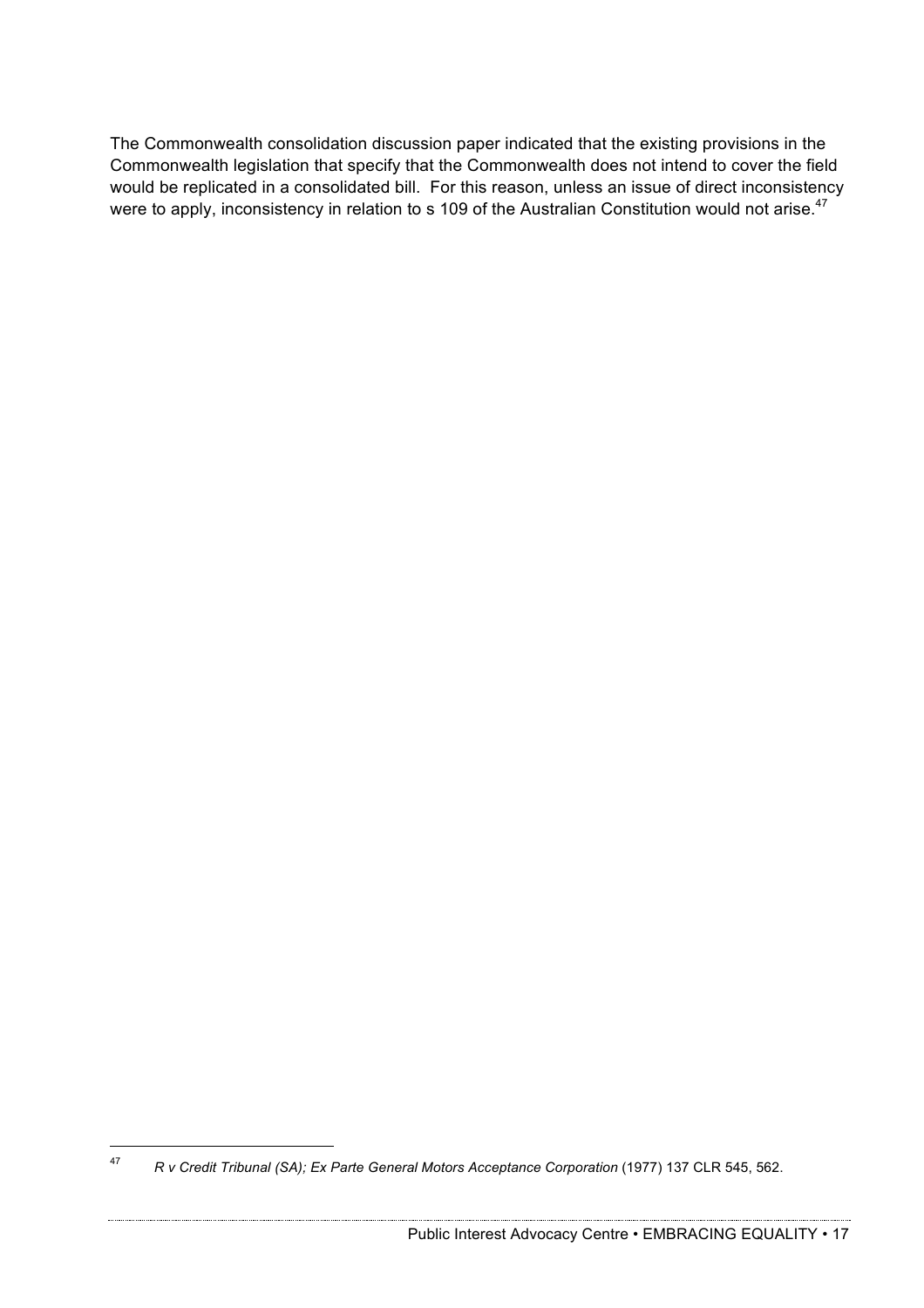The Commonwealth consolidation discussion paper indicated that the existing provisions in the Commonwealth legislation that specify that the Commonwealth does not intend to cover the field would be replicated in a consolidated bill. For this reason, unless an issue of direct inconsistency were to apply, inconsistency in relation to s 109 of the Australian Constitution would not arise.[47]

---

[47] *R v Credit Tribunal (SA); Ex Parte General Motors Acceptance Corporation* (1977) 137 CLR 545, 562.